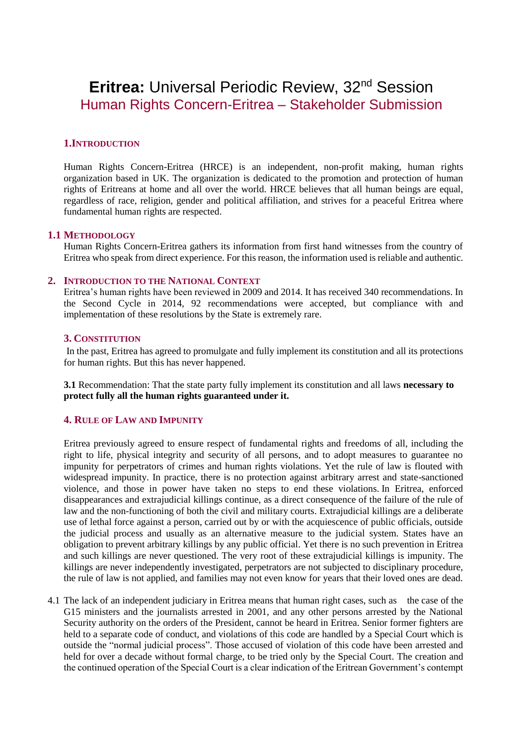# **Eritrea:** Universal Periodic Review, 32nd Session

## Human Rights Concern-Eritrea – Stakeholder Submission

### 1.Introduction

Human Rights Concern-Eritrea (HRCE) is an independent, non-profit making, human rights organization based in UK. The organization is dedicated to the promotion and protection of human rights of Eritreans at home and all over the world. HRCE believes that all human beings are equal, regardless of race, religion, gender and political affiliation, and strives for a peaceful Eritrea where fundamental human rights are respected.

### 1.1 Methodology

Human Rights Concern-Eritrea gathers its information from first hand witnesses from the country of Eritrea who speak from direct experience. For this reason, the information used is reliable and authentic.

### 2. Introduction to the National Context

Eritrea's human rights have been reviewed in 2009 and 2014. It has received 340 recommendations. In the Second Cycle in 2014, 92 recommendations were accepted, but compliance with and implementation of these resolutions by the State is extremely rare.

### 3. Constitution

In the past, Eritrea has agreed to promulgate and fully implement its constitution and all its protections for human rights. But this has never happened.

**3.1** Recommendation: That the state party fully implement its constitution and all laws **necessary to protect fully all the human rights guaranteed under it.**

### 4. Rule of Law and Impunity

Eritrea previously agreed to ensure respect of fundamental rights and freedoms of all, including the right to life, physical integrity and security of all persons, and to adopt measures to guarantee no impunity for perpetrators of crimes and human rights violations. Yet the rule of law is flouted with widespread impunity. In practice, there is no protection against arbitrary arrest and state-sanctioned violence, and those in power have taken no steps to end these violations. In Eritrea, enforced disappearances and extrajudicial killings continue, as a direct consequence of the failure of the rule of law and the non-functioning of both the civil and military courts. Extrajudicial killings are a deliberate use of lethal force against a person, carried out by or with the acquiescence of public officials, outside the judicial process and usually as an alternative measure to the judicial system. States have an obligation to prevent arbitrary killings by any public official. Yet there is no such prevention in Eritrea and such killings are never questioned. The very root of these extrajudicial killings is impunity. The killings are never independently investigated, perpetrators are not subjected to disciplinary procedure, the rule of law is not applied, and families may not even know for years that their loved ones are dead.

4.1 The lack of an independent judiciary in Eritrea means that human right cases, such as the case of the G15 ministers and the journalists arrested in 2001, and any other persons arrested by the National Security authority on the orders of the President, cannot be heard in Eritrea. Senior former fighters are held to a separate code of conduct, and violations of this code are handled by a Special Court which is outside the "normal judicial process". Those accused of violation of this code have been arrested and held for over a decade without formal charge, to be tried only by the Special Court. The creation and the continued operation of the Special Court is a clear indication of the Eritrean Government's contempt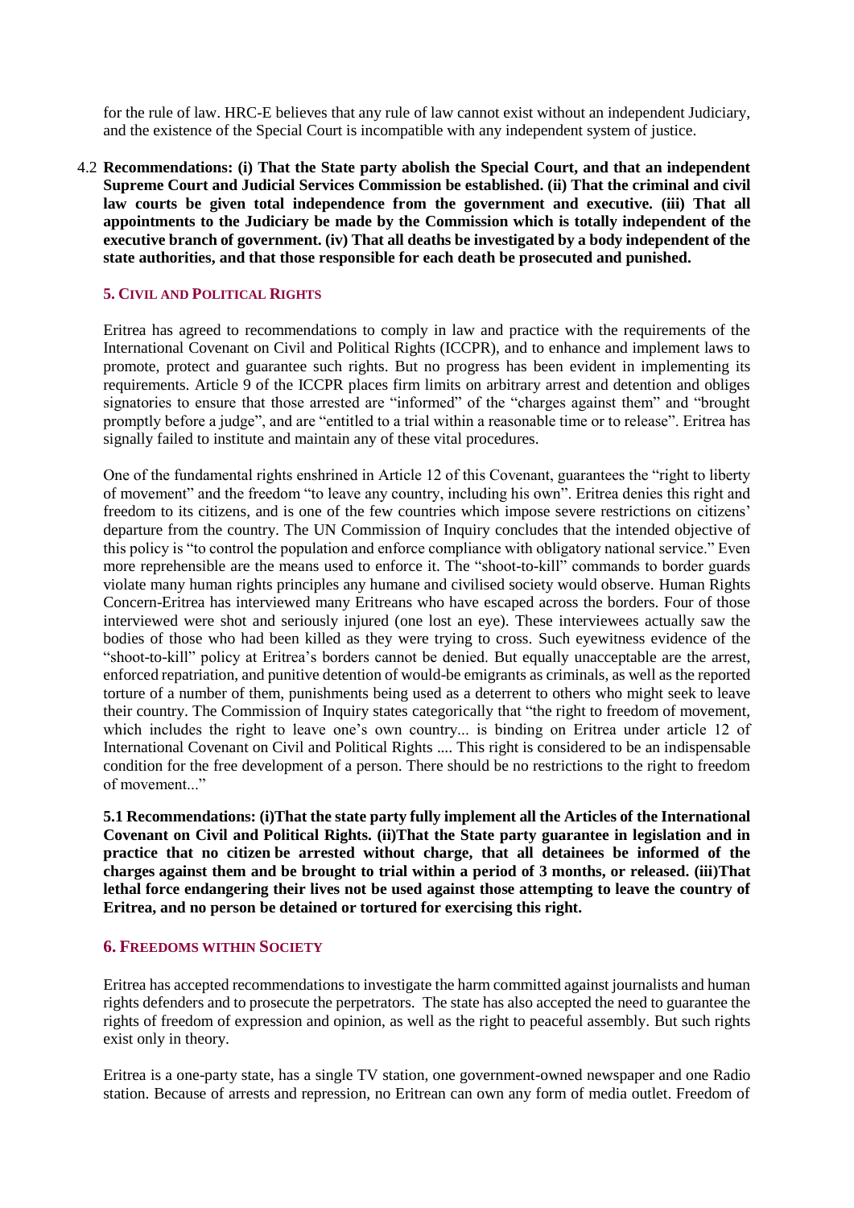for the rule of law. HRC-E believes that any rule of law cannot exist without an independent Judiciary, and the existence of the Special Court is incompatible with any independent system of justice.

4.2 **Recommendations: (i) That the State party abolish the Special Court, and that an independent Supreme Court and Judicial Services Commission be established. (ii) That the criminal and civil law courts be given total independence from the government and executive. (iii) That all appointments to the Judiciary be made by the Commission which is totally independent of the executive branch of government. (iv) That all deaths be investigated by a body independent of the state authorities, and that those responsible for each death be prosecuted and punished.**

## 5. Civil and Political Rights

Eritrea has agreed to recommendations to comply in law and practice with the requirements of the International Covenant on Civil and Political Rights (ICCPR), and to enhance and implement laws to promote, protect and guarantee such rights. But no progress has been evident in implementing its requirements. Article 9 of the ICCPR places firm limits on arbitrary arrest and detention and obliges signatories to ensure that those arrested are "informed" of the "charges against them" and "brought promptly before a judge", and are "entitled to a trial within a reasonable time or to release". Eritrea has signally failed to institute and maintain any of these vital procedures.

One of the fundamental rights enshrined in Article 12 of this Covenant, guarantees the "right to liberty of movement" and the freedom "to leave any country, including his own". Eritrea denies this right and freedom to its citizens, and is one of the few countries which impose severe restrictions on citizens' departure from the country. The UN Commission of Inquiry concludes that the intended objective of this policy is "to control the population and enforce compliance with obligatory national service." Even more reprehensible are the means used to enforce it. The "shoot-to-kill" commands to border guards violate many human rights principles any humane and civilised society would observe. Human Rights Concern-Eritrea has interviewed many Eritreans who have escaped across the borders. Four of those interviewed were shot and seriously injured (one lost an eye). These interviewees actually saw the bodies of those who had been killed as they were trying to cross. Such eyewitness evidence of the "shoot-to-kill" policy at Eritrea's borders cannot be denied. But equally unacceptable are the arrest, enforced repatriation, and punitive detention of would-be emigrants as criminals, as well as the reported torture of a number of them, punishments being used as a deterrent to others who might seek to leave their country. The Commission of Inquiry states categorically that "the right to freedom of movement, which includes the right to leave one's own country... is binding on Eritrea under article 12 of International Covenant on Civil and Political Rights .... This right is considered to be an indispensable condition for the free development of a person. There should be no restrictions to the right to freedom of movement..."

**5.1 Recommendations: (i)That the state party fully implement all the Articles of the International Covenant on Civil and Political Rights. (ii)That the State party guarantee in legislation and in practice that no citizen be arrested without charge, that all detainees be informed of the charges against them and be brought to trial within a period of 3 months, or released. (iii)That lethal force endangering their lives not be used against those attempting to leave the country of Eritrea, and no person be detained or tortured for exercising this right.**

## 6. Freedoms within Society

Eritrea has accepted recommendations to investigate the harm committed against journalists and human rights defenders and to prosecute the perpetrators. The state has also accepted the need to guarantee the rights of freedom of expression and opinion, as well as the right to peaceful assembly. But such rights exist only in theory.

Eritrea is a one-party state, has a single TV station, one government-owned newspaper and one Radio station. Because of arrests and repression, no Eritrean can own any form of media outlet. Freedom of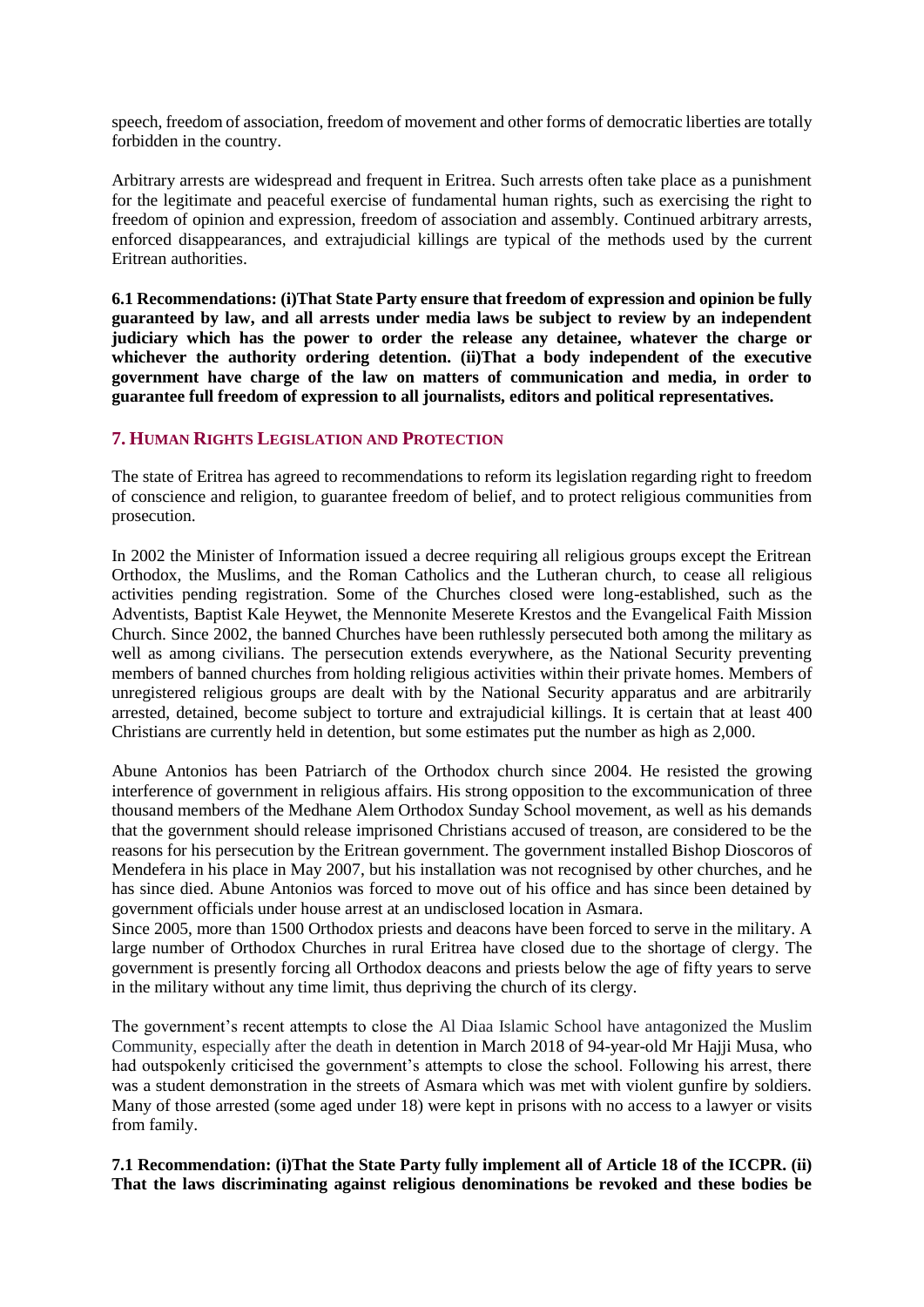speech, freedom of association, freedom of movement and other forms of democratic liberties are totally forbidden in the country.

Arbitrary arrests are widespread and frequent in Eritrea. Such arrests often take place as a punishment for the legitimate and peaceful exercise of fundamental human rights, such as exercising the right to freedom of opinion and expression, freedom of association and assembly. Continued arbitrary arrests, enforced disappearances, and extrajudicial killings are typical of the methods used by the current Eritrean authorities.

**6.1 Recommendations: (i)That State Party ensure that freedom of expression and opinion be fully guaranteed by law, and all arrests under media laws be subject to review by an independent judiciary which has the power to order the release any detainee, whatever the charge or whichever the authority ordering detention. (ii)That a body independent of the executive government have charge of the law on matters of communication and media, in order to guarantee full freedom of expression to all journalists, editors and political representatives.**

## 7. Human Rights Legislation and Protection

The state of Eritrea has agreed to recommendations to reform its legislation regarding right to freedom of conscience and religion, to guarantee freedom of belief, and to protect religious communities from prosecution.

In 2002 the Minister of Information issued a decree requiring all religious groups except the Eritrean Orthodox, the Muslims, and the Roman Catholics and the Lutheran church, to cease all religious activities pending registration. Some of the Churches closed were long-established, such as the Adventists, Baptist Kale Heywet, the Mennonite Meserete Krestos and the Evangelical Faith Mission Church. Since 2002, the banned Churches have been ruthlessly persecuted both among the military as well as among civilians. The persecution extends everywhere, as the National Security preventing members of banned churches from holding religious activities within their private homes. Members of unregistered religious groups are dealt with by the National Security apparatus and are arbitrarily arrested, detained, become subject to torture and extrajudicial killings. It is certain that at least 400 Christians are currently held in detention, but some estimates put the number as high as 2,000.

Abune Antonios has been Patriarch of the Orthodox church since 2004. He resisted the growing interference of government in religious affairs. His strong opposition to the excommunication of three thousand members of the Medhane Alem Orthodox Sunday School movement, as well as his demands that the government should release imprisoned Christians accused of treason, are considered to be the reasons for his persecution by the Eritrean government. The government installed Bishop Dioscoros of Mendefera in his place in May 2007, but his installation was not recognised by other churches, and he has since died. Abune Antonios was forced to move out of his office and has since been detained by government officials under house arrest at an undisclosed location in Asmara.

Since 2005, more than 1500 Orthodox priests and deacons have been forced to serve in the military. A large number of Orthodox Churches in rural Eritrea have closed due to the shortage of clergy. The government is presently forcing all Orthodox deacons and priests below the age of fifty years to serve in the military without any time limit, thus depriving the church of its clergy.

The government's recent attempts to close the Al Diaa Islamic School have antagonized the Muslim Community, especially after the death in detention in March 2018 of 94-year-old Mr Hajji Musa, who had outspokenly criticised the government's attempts to close the school. Following his arrest, there was a student demonstration in the streets of Asmara which was met with violent gunfire by soldiers. Many of those arrested (some aged under 18) were kept in prisons with no access to a lawyer or visits from family.

**7.1 Recommendation: (i)That the State Party fully implement all of Article 18 of the ICCPR. (ii) That the laws discriminating against religious denominations be revoked and these bodies be**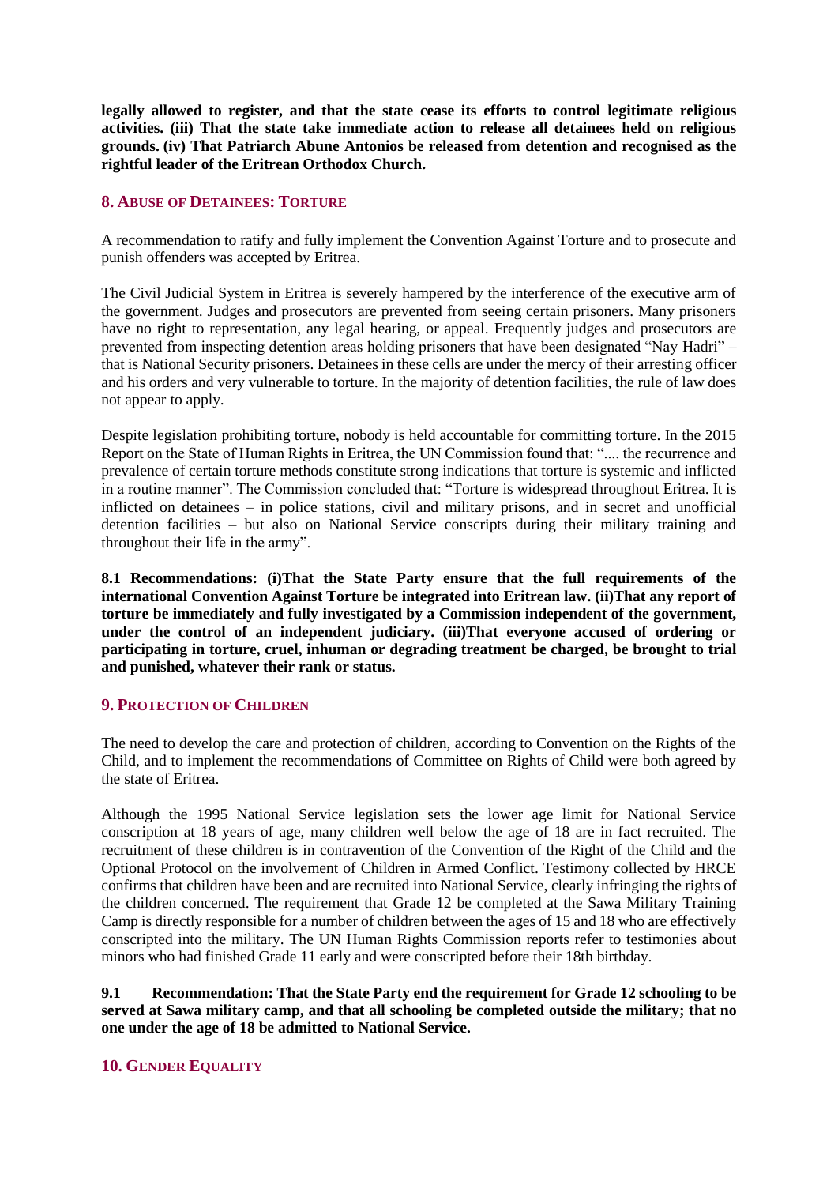**legally allowed to register, and that the state cease its efforts to control legitimate religious activities. (iii) That the state take immediate action to release all detainees held on religious grounds. (iv) That Patriarch Abune Antonios be released from detention and recognised as the rightful leader of the Eritrean Orthodox Church.**

## 8. Abuse of Detainees: Torture

A recommendation to ratify and fully implement the Convention Against Torture and to prosecute and punish offenders was accepted by Eritrea.

The Civil Judicial System in Eritrea is severely hampered by the interference of the executive arm of the government. Judges and prosecutors are prevented from seeing certain prisoners. Many prisoners have no right to representation, any legal hearing, or appeal. Frequently judges and prosecutors are prevented from inspecting detention areas holding prisoners that have been designated "Nay Hadri" – that is National Security prisoners. Detainees in these cells are under the mercy of their arresting officer and his orders and very vulnerable to torture. In the majority of detention facilities, the rule of law does not appear to apply.

Despite legislation prohibiting torture, nobody is held accountable for committing torture. In the 2015 Report on the State of Human Rights in Eritrea, the UN Commission found that: ".... the recurrence and prevalence of certain torture methods constitute strong indications that torture is systemic and inflicted in a routine manner". The Commission concluded that: "Torture is widespread throughout Eritrea. It is inflicted on detainees – in police stations, civil and military prisons, and in secret and unofficial detention facilities – but also on National Service conscripts during their military training and throughout their life in the army".

**8.1 Recommendations: (i)That the State Party ensure that the full requirements of the international Convention Against Torture be integrated into Eritrean law. (ii)That any report of torture be immediately and fully investigated by a Commission independent of the government, under the control of an independent judiciary. (iii)That everyone accused of ordering or participating in torture, cruel, inhuman or degrading treatment be charged, be brought to trial and punished, whatever their rank or status.**

## 9. Protection of Children

The need to develop the care and protection of children, according to Convention on the Rights of the Child, and to implement the recommendations of Committee on Rights of Child were both agreed by the state of Eritrea.

Although the 1995 National Service legislation sets the lower age limit for National Service conscription at 18 years of age, many children well below the age of 18 are in fact recruited. The recruitment of these children is in contravention of the Convention of the Right of the Child and the Optional Protocol on the involvement of Children in Armed Conflict. Testimony collected by HRCE confirms that children have been and are recruited into National Service, clearly infringing the rights of the children concerned. The requirement that Grade 12 be completed at the Sawa Military Training Camp is directly responsible for a number of children between the ages of 15 and 18 who are effectively conscripted into the military. The UN Human Rights Commission reports refer to testimonies about minors who had finished Grade 11 early and were conscripted before their 18th birthday.

**9.1 Recommendation: That the State Party end the requirement for Grade 12 schooling to be served at Sawa military camp, and that all schooling be completed outside the military; that no one under the age of 18 be admitted to National Service.**

## 10. Gender Equality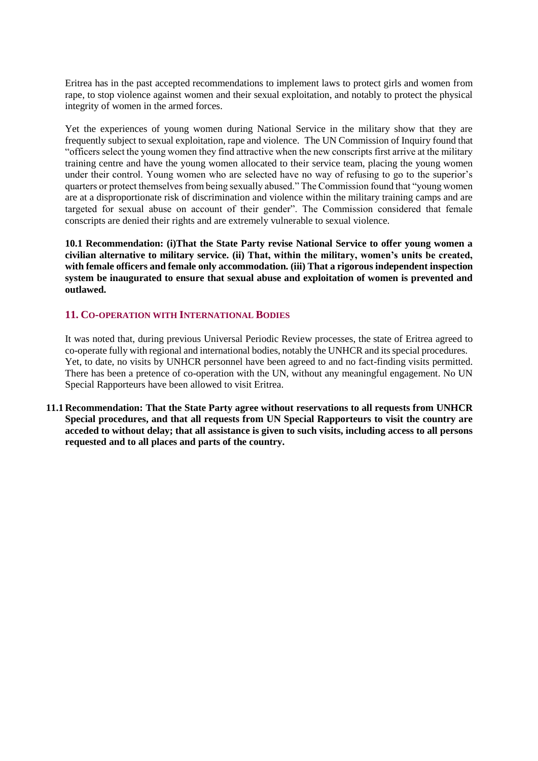Eritrea has in the past accepted recommendations to implement laws to protect girls and women from rape, to stop violence against women and their sexual exploitation, and notably to protect the physical integrity of women in the armed forces.

Yet the experiences of young women during National Service in the military show that they are frequently subject to sexual exploitation, rape and violence. The UN Commission of Inquiry found that "officers select the young women they find attractive when the new conscripts first arrive at the military training centre and have the young women allocated to their service team, placing the young women under their control. Young women who are selected have no way of refusing to go to the superior's quarters or protect themselves from being sexually abused." The Commission found that "young women are at a disproportionate risk of discrimination and violence within the military training camps and are targeted for sexual abuse on account of their gender". The Commission considered that female conscripts are denied their rights and are extremely vulnerable to sexual violence.

**10.1 Recommendation: (i)That the State Party revise National Service to offer young women a civilian alternative to military service. (ii) That, within the military, women's units be created, with female officers and female only accommodation. (iii) That a rigorous independent inspection system be inaugurated to ensure that sexual abuse and exploitation of women is prevented and outlawed.**

## 11. Co-operation with International Bodies

It was noted that, during previous Universal Periodic Review processes, the state of Eritrea agreed to co-operate fully with regional and international bodies, notably the UNHCR and its special procedures. Yet, to date, no visits by UNHCR personnel have been agreed to and no fact-finding visits permitted. There has been a pretence of co-operation with the UN, without any meaningful engagement. No UN Special Rapporteurs have been allowed to visit Eritrea.

**11.1 Recommendation: That the State Party agree without reservations to all requests from UNHCR Special procedures, and that all requests from UN Special Rapporteurs to visit the country are acceded to without delay; that all assistance is given to such visits, including access to all persons requested and to all places and parts of the country.**